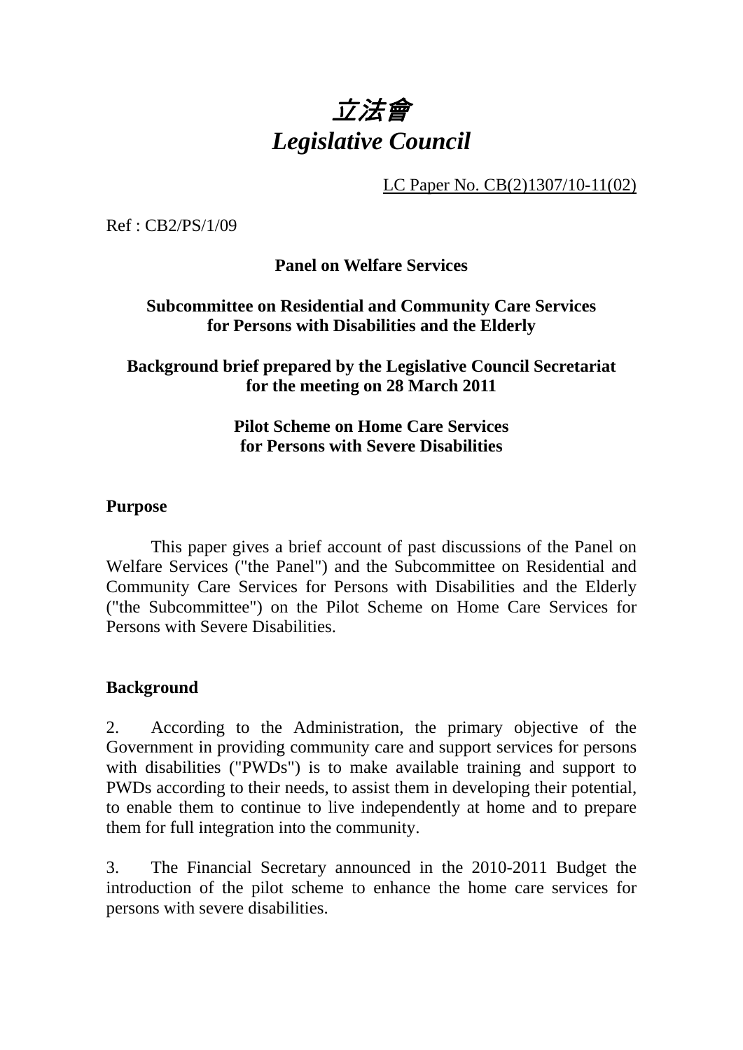# *立法會*
# *Legislative Council*

LC Paper No. CB(2)1307/10-11(02)

Ref : CB2/PS/1/09

**Panel on Welfare Services**

**Subcommittee on Residential and Community Care Services for Persons with Disabilities and the Elderly**

**Background brief prepared by the Legislative Council Secretariat for the meeting on 28 March 2011**

**Pilot Scheme on Home Care Services for Persons with Severe Disabilities**

## Purpose

This paper gives a brief account of past discussions of the Panel on Welfare Services ("the Panel") and the Subcommittee on Residential and Community Care Services for Persons with Disabilities and the Elderly ("the Subcommittee") on the Pilot Scheme on Home Care Services for Persons with Severe Disabilities.

## Background

2. According to the Administration, the primary objective of the Government in providing community care and support services for persons with disabilities ("PWDs") is to make available training and support to PWDs according to their needs, to assist them in developing their potential, to enable them to continue to live independently at home and to prepare them for full integration into the community.

3. The Financial Secretary announced in the 2010-2011 Budget the introduction of the pilot scheme to enhance the home care services for persons with severe disabilities.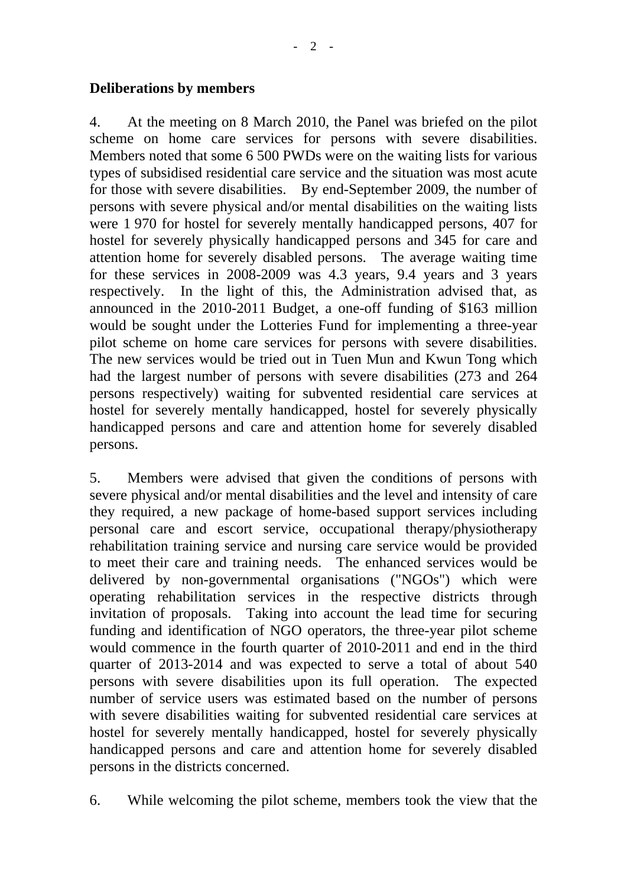**Deliberations by members**

4. At the meeting on 8 March 2010, the Panel was briefed on the pilot scheme on home care services for persons with severe disabilities. Members noted that some 6 500 PWDs were on the waiting lists for various types of subsidised residential care service and the situation was most acute for those with severe disabilities. By end-September 2009, the number of persons with severe physical and/or mental disabilities on the waiting lists were 1 970 for hostel for severely mentally handicapped persons, 407 for hostel for severely physically handicapped persons and 345 for care and attention home for severely disabled persons. The average waiting time for these services in 2008-2009 was 4.3 years, 9.4 years and 3 years respectively. In the light of this, the Administration advised that, as announced in the 2010-2011 Budget, a one-off funding of $163 million would be sought under the Lotteries Fund for implementing a three-year pilot scheme on home care services for persons with severe disabilities. The new services would be tried out in Tuen Mun and Kwun Tong which had the largest number of persons with severe disabilities (273 and 264 persons respectively) waiting for subvented residential care services at hostel for severely mentally handicapped, hostel for severely physically handicapped persons and care and attention home for severely disabled persons.

5. Members were advised that given the conditions of persons with severe physical and/or mental disabilities and the level and intensity of care they required, a new package of home-based support services including personal care and escort service, occupational therapy/physiotherapy rehabilitation training service and nursing care service would be provided to meet their care and training needs. The enhanced services would be delivered by non-governmental organisations ("NGOs") which were operating rehabilitation services in the respective districts through invitation of proposals. Taking into account the lead time for securing funding and identification of NGO operators, the three-year pilot scheme would commence in the fourth quarter of 2010-2011 and end in the third quarter of 2013-2014 and was expected to serve a total of about 540 persons with severe disabilities upon its full operation. The expected number of service users was estimated based on the number of persons with severe disabilities waiting for subvented residential care services at hostel for severely mentally handicapped, hostel for severely physically handicapped persons and care and attention home for severely disabled persons in the districts concerned.

6. While welcoming the pilot scheme, members took the view that the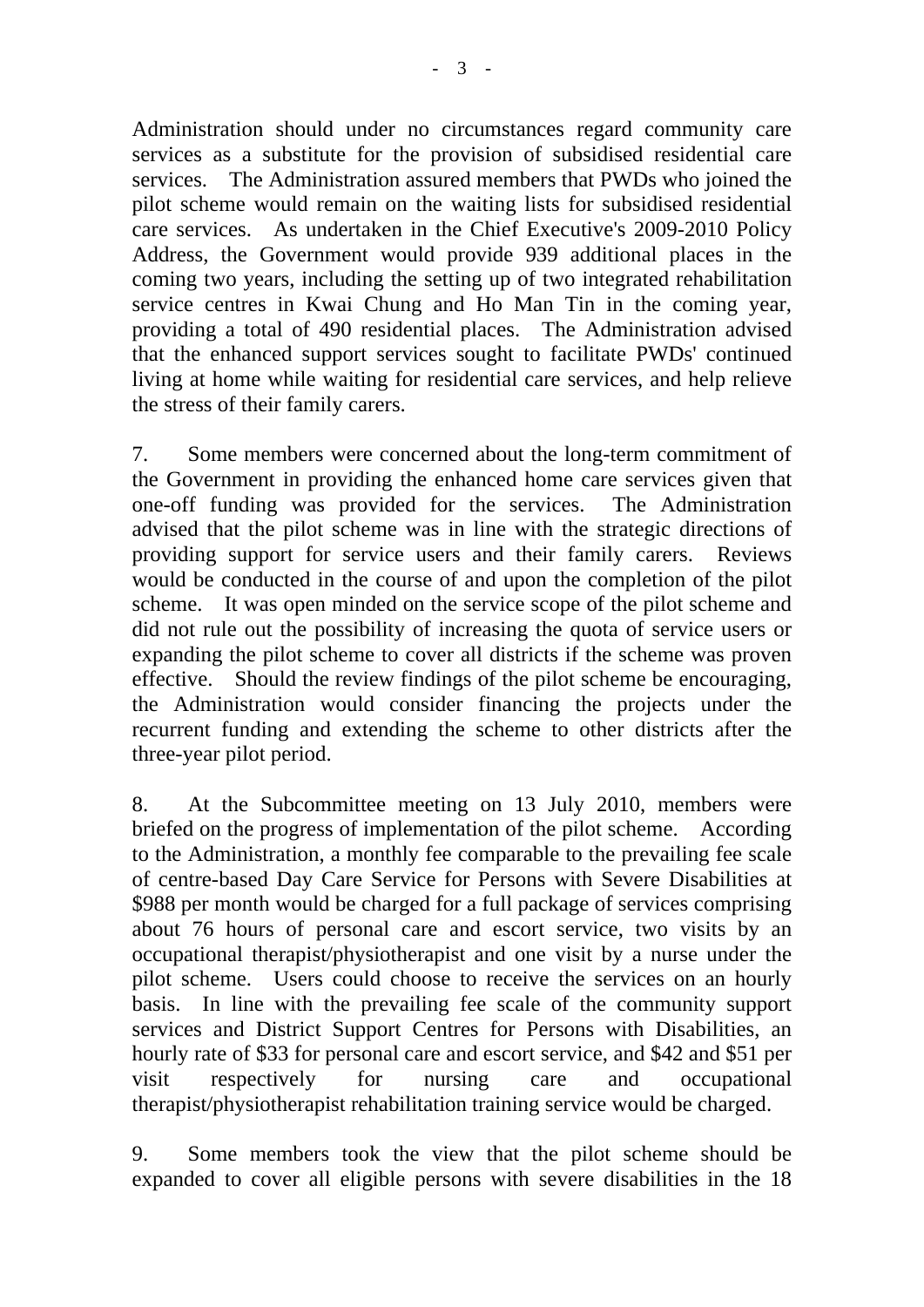Administration should under no circumstances regard community care services as a substitute for the provision of subsidised residential care services. The Administration assured members that PWDs who joined the pilot scheme would remain on the waiting lists for subsidised residential care services. As undertaken in the Chief Executive's 2009-2010 Policy Address, the Government would provide 939 additional places in the coming two years, including the setting up of two integrated rehabilitation service centres in Kwai Chung and Ho Man Tin in the coming year, providing a total of 490 residential places. The Administration advised that the enhanced support services sought to facilitate PWDs' continued living at home while waiting for residential care services, and help relieve the stress of their family carers.

7. Some members were concerned about the long-term commitment of the Government in providing the enhanced home care services given that one-off funding was provided for the services. The Administration advised that the pilot scheme was in line with the strategic directions of providing support for service users and their family carers. Reviews would be conducted in the course of and upon the completion of the pilot scheme. It was open minded on the service scope of the pilot scheme and did not rule out the possibility of increasing the quota of service users or expanding the pilot scheme to cover all districts if the scheme was proven effective. Should the review findings of the pilot scheme be encouraging, the Administration would consider financing the projects under the recurrent funding and extending the scheme to other districts after the three-year pilot period.

8. At the Subcommittee meeting on 13 July 2010, members were briefed on the progress of implementation of the pilot scheme. According to the Administration, a monthly fee comparable to the prevailing fee scale of centre-based Day Care Service for Persons with Severe Disabilities at $988 per month would be charged for a full package of services comprising about 76 hours of personal care and escort service, two visits by an occupational therapist/physiotherapist and one visit by a nurse under the pilot scheme. Users could choose to receive the services on an hourly basis. In line with the prevailing fee scale of the community support services and District Support Centres for Persons with Disabilities, an hourly rate of $33 for personal care and escort service, and $42 and $51 per visit respectively for nursing care and occupational therapist/physiotherapist rehabilitation training service would be charged.

9. Some members took the view that the pilot scheme should be expanded to cover all eligible persons with severe disabilities in the 18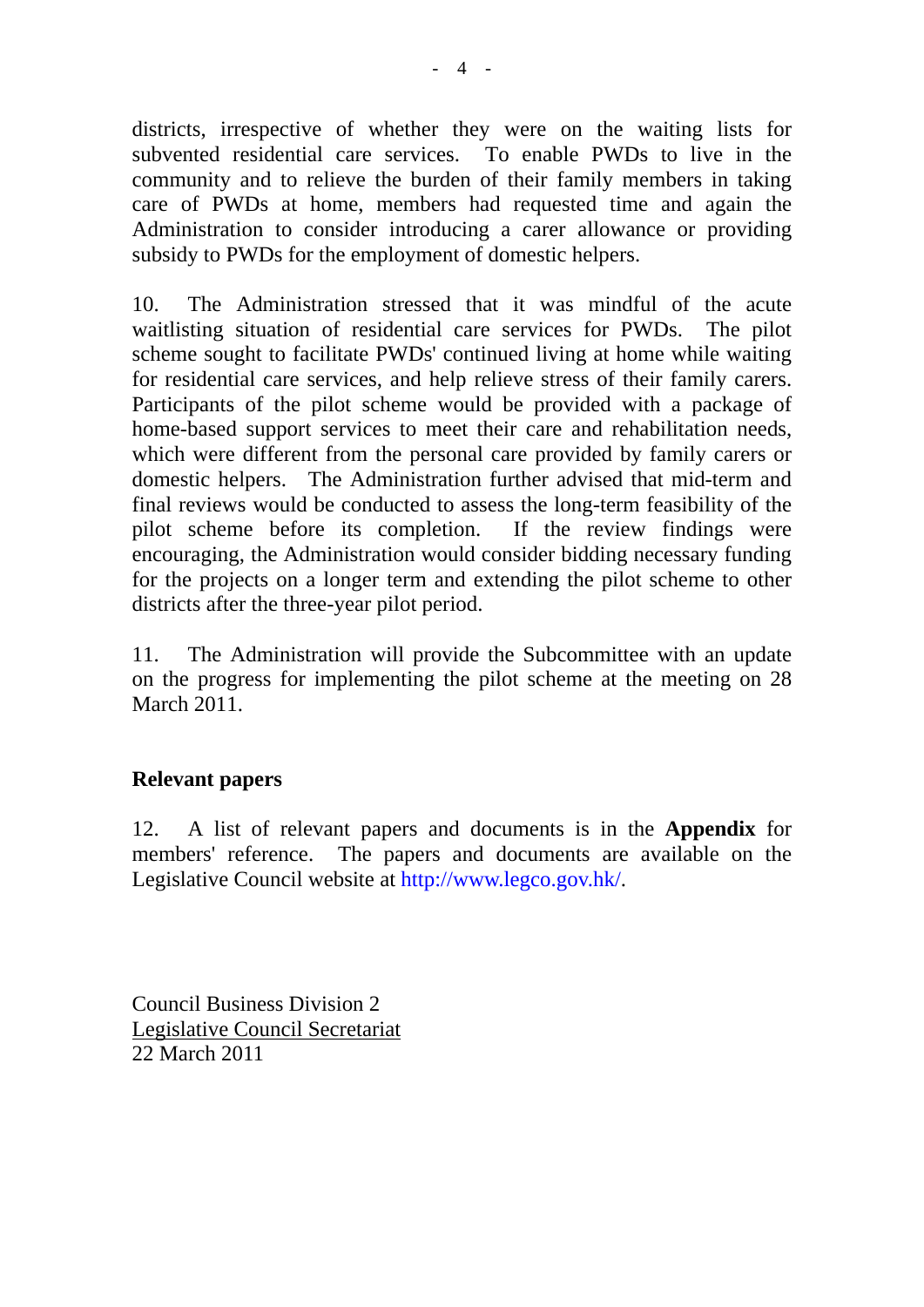districts, irrespective of whether they were on the waiting lists for subvented residential care services. To enable PWDs to live in the community and to relieve the burden of their family members in taking care of PWDs at home, members had requested time and again the Administration to consider introducing a carer allowance or providing subsidy to PWDs for the employment of domestic helpers.

10. The Administration stressed that it was mindful of the acute waitlisting situation of residential care services for PWDs. The pilot scheme sought to facilitate PWDs' continued living at home while waiting for residential care services, and help relieve stress of their family carers. Participants of the pilot scheme would be provided with a package of home-based support services to meet their care and rehabilitation needs, which were different from the personal care provided by family carers or domestic helpers. The Administration further advised that mid-term and final reviews would be conducted to assess the long-term feasibility of the pilot scheme before its completion. If the review findings were encouraging, the Administration would consider bidding necessary funding for the projects on a longer term and extending the pilot scheme to other districts after the three-year pilot period.

11. The Administration will provide the Subcommittee with an update on the progress for implementing the pilot scheme at the meeting on 28 March 2011.

**Relevant papers**

12. A list of relevant papers and documents is in the **Appendix** for members' reference. The papers and documents are available on the Legislative Council website at http://www.legco.gov.hk/.

Council Business Division 2
Legislative Council Secretariat
22 March 2011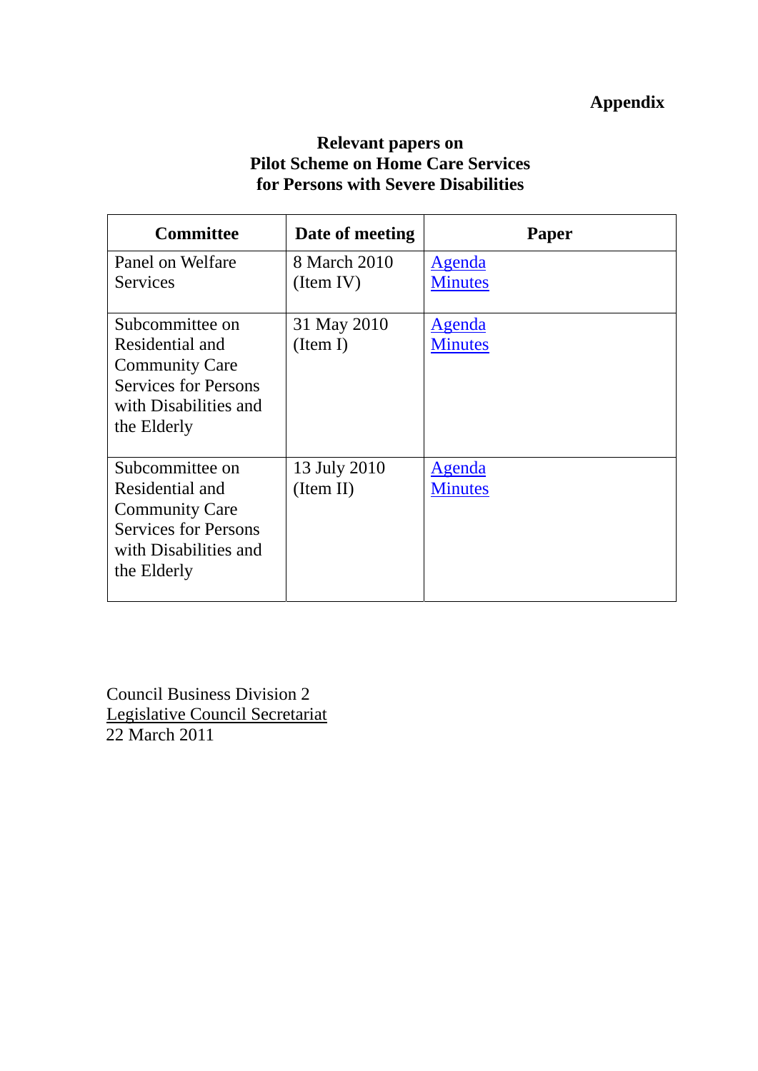**Appendix**

**Relevant papers on**
**Pilot Scheme on Home Care Services**
**for Persons with Severe Disabilities**

| Committee | Date of meeting | Paper |
|---|---|---|
| Panel on Welfare Services | 8 March 2010 (Item IV) | Agenda<br>Minutes |
| Subcommittee on Residential and Community Care Services for Persons with Disabilities and the Elderly | 31 May 2010 (Item I) | Agenda<br>Minutes |
| Subcommittee on Residential and Community Care Services for Persons with Disabilities and the Elderly | 13 July 2010 (Item II) | Agenda<br>Minutes |

Council Business Division 2
Legislative Council Secretariat
22 March 2011